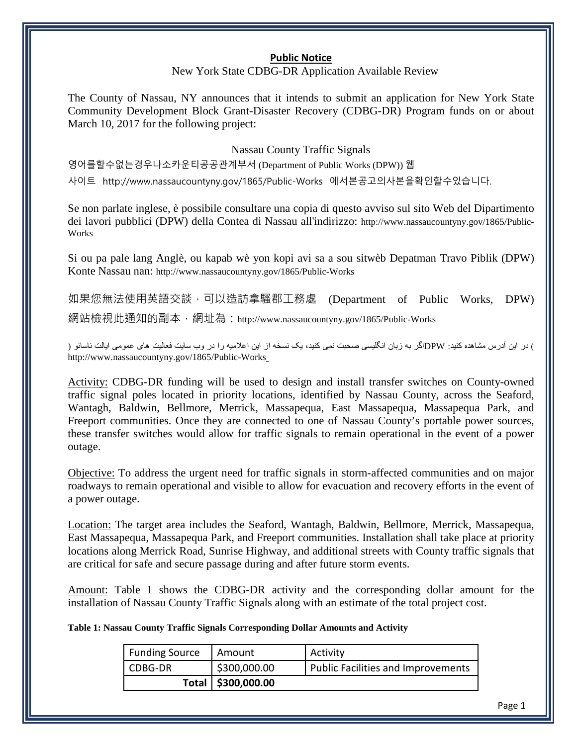**Public Notice**

New York State CDBG-DR Application Available Review

The County of Nassau, NY announces that it intends to submit an application for New York State Community Development Block Grant-Disaster Recovery (CDBG-DR) Program funds on or about March 10, 2017 for the following project:

Nassau County Traffic Signals

영어를할수없는경우나소카운티공공관계부서 (Department of Public Works (DPW)) 웹사이트 http://www.nassaucountyny.gov/1865/Public-Works 에서본공고의사본을확인할수있습니다.

Se non parlate inglese, è possibile consultare una copia di questo avviso sul sito Web del Dipartimento dei lavori pubblici (DPW) della Contea di Nassau all'indirizzo: http://www.nassaucountyny.gov/1865/Public-Works

Si ou pa pale lang Anglè, ou kapab wè yon kopi avi sa a sou sitwèb Depatman Travo Piblik (DPW) Konte Nassau nan: http://www.nassaucountyny.gov/1865/Public-Works

如果您無法使用英語交談，可以造訪拿騷郡工務處 (Department of Public Works, DPW) 網站檢視此通知的副本，網址為：http://www.nassaucountyny.gov/1865/Public-Works

اگر به زبان انگلیسی صحبت نمی کنید، یک نسخه از این اعلامیه را در وب سایت فعالیت های عمومی ایالت ناسائو ( DPW) در این آدرس مشاهده کنید: http://www.nassaucountyny.gov/1865/Public-Works

Activity: CDBG-DR funding will be used to design and install transfer switches on County-owned traffic signal poles located in priority locations, identified by Nassau County, across the Seaford, Wantagh, Baldwin, Bellmore, Merrick, Massapequa, East Massapequa, Massapequa Park, and Freeport communities. Once they are connected to one of Nassau County's portable power sources, these transfer switches would allow for traffic signals to remain operational in the event of a power outage.

Objective: To address the urgent need for traffic signals in storm-affected communities and on major roadways to remain operational and visible to allow for evacuation and recovery efforts in the event of a power outage.

Location: The target area includes the Seaford, Wantagh, Baldwin, Bellmore, Merrick, Massapequa, East Massapequa, Massapequa Park, and Freeport communities. Installation shall take place at priority locations along Merrick Road, Sunrise Highway, and additional streets with County traffic signals that are critical for safe and secure passage during and after future storm events.

Amount: Table 1 shows the CDBG-DR activity and the corresponding dollar amount for the installation of Nassau County Traffic Signals along with an estimate of the total project cost.

**Table 1: Nassau County Traffic Signals Corresponding Dollar Amounts and Activity**

| Funding Source | Amount | Activity |
|---|---|---|
| CDBG-DR | $300,000.00 | Public Facilities and Improvements |
| **Total** | **$300,000.00** | |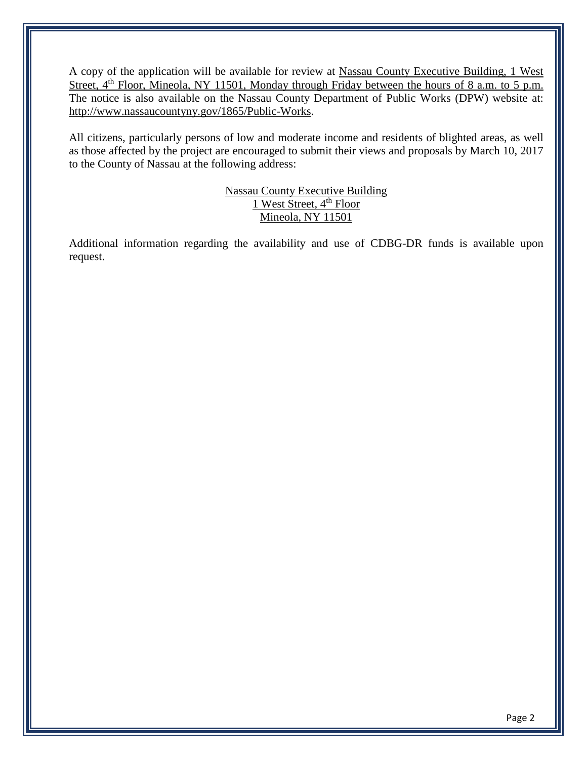A copy of the application will be available for review at Nassau County Executive Building, 1 West Street, 4th Floor, Mineola, NY 11501, Monday through Friday between the hours of 8 a.m. to 5 p.m. The notice is also available on the Nassau County Department of Public Works (DPW) website at: http://www.nassaucountyny.gov/1865/Public-Works.

All citizens, particularly persons of low and moderate income and residents of blighted areas, as well as those affected by the project are encouraged to submit their views and proposals by March 10, 2017 to the County of Nassau at the following address:

Nassau County Executive Building
1 West Street, 4th Floor
Mineola, NY 11501

Additional information regarding the availability and use of CDBG-DR funds is available upon request.